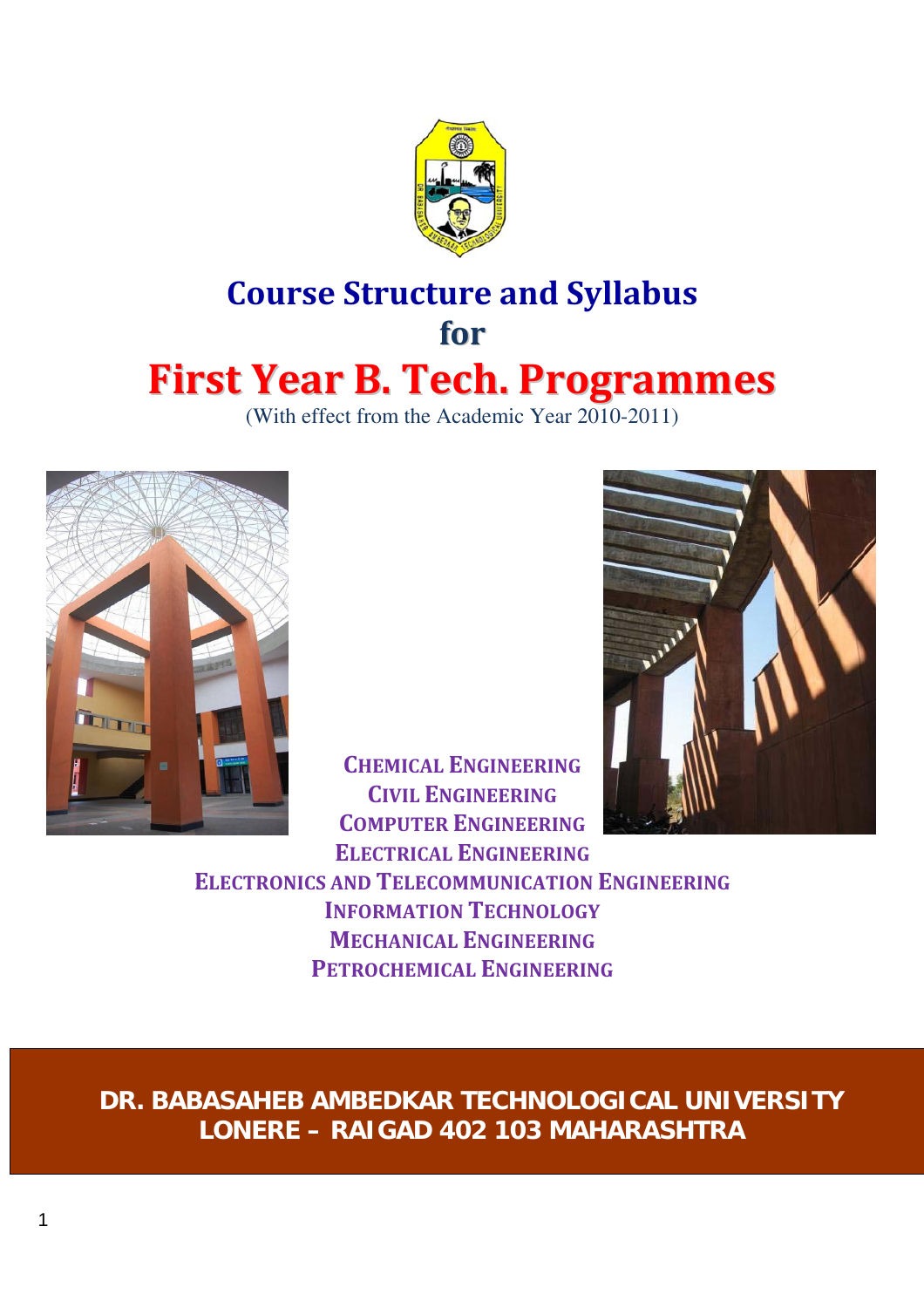# Course Structure and Syllabus

## for

# First Year B. Tech. Programmes

(With effect from the Academic Year 2010-2011)

CHEMICAL ENGINEERING
CIVIL ENGINEERING
COMPUTER ENGINEERING
ELECTRICAL ENGINEERING
ELECTRONICS AND TELECOMMUNICATION ENGINEERING
INFORMATION TECHNOLOGY
MECHANICAL ENGINEERING
PETROCHEMICAL ENGINEERING

**DR. BABASAHEB AMBEDKAR TECHNOLOGICAL UNIVERSITY**
**LONERE – RAIGAD 402 103 MAHARASHTRA**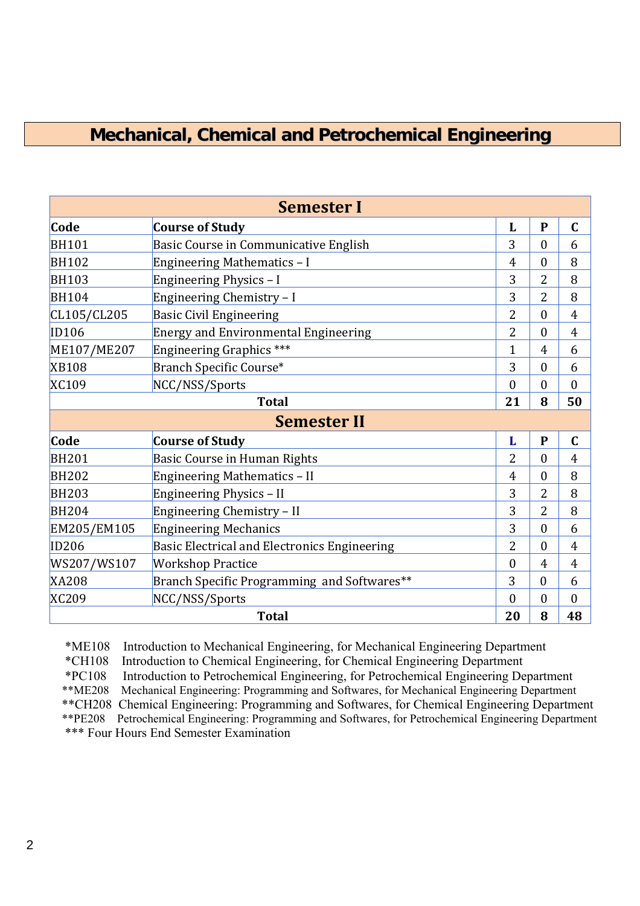# Mechanical, Chemical and Petrochemical Engineering

| Semester I | | | | |
|---|---|---|---|---|
| **Code** | **Course of Study** | **L** | **P** | **C** |
| BH101 | Basic Course in Communicative English | 3 | 0 | 6 |
| BH102 | Engineering Mathematics – I | 4 | 0 | 8 |
| BH103 | Engineering Physics – I | 3 | 2 | 8 |
| BH104 | Engineering Chemistry – I | 3 | 2 | 8 |
| CL105/CL205 | Basic Civil Engineering | 2 | 0 | 4 |
| ID106 | Energy and Environmental Engineering | 2 | 0 | 4 |
| ME107/ME207 | Engineering Graphics *** | 1 | 4 | 6 |
| XB108 | Branch Specific Course* | 3 | 0 | 6 |
| XC109 | NCC/NSS/Sports | 0 | 0 | 0 |
| | **Total** | **21** | **8** | **50** |

| Semester II | | | | |
|---|---|---|---|---|
| **Code** | **Course of Study** | **L** | **P** | **C** |
| BH201 | Basic Course in Human Rights | 2 | 0 | 4 |
| BH202 | Engineering Mathematics – II | 4 | 0 | 8 |
| BH203 | Engineering Physics – II | 3 | 2 | 8 |
| BH204 | Engineering Chemistry – II | 3 | 2 | 8 |
| EM205/EM105 | Engineering Mechanics | 3 | 0 | 6 |
| ID206 | Basic Electrical and Electronics Engineering | 2 | 0 | 4 |
| WS207/WS107 | Workshop Practice | 0 | 4 | 4 |
| XA208 | Branch Specific Programming and Softwares** | 3 | 0 | 6 |
| XC209 | NCC/NSS/Sports | 0 | 0 | 0 |
| | **Total** | **20** | **8** | **48** |

*ME108 Introduction to Mechanical Engineering, for Mechanical Engineering Department
*CH108 Introduction to Chemical Engineering, for Chemical Engineering Department
*PC108 Introduction to Petrochemical Engineering, for Petrochemical Engineering Department
**ME208 Mechanical Engineering: Programming and Softwares, for Mechanical Engineering Department
**CH208 Chemical Engineering: Programming and Softwares, for Chemical Engineering Department
**PE208 Petrochemical Engineering: Programming and Softwares, for Petrochemical Engineering Department
*** Four Hours End Semester Examination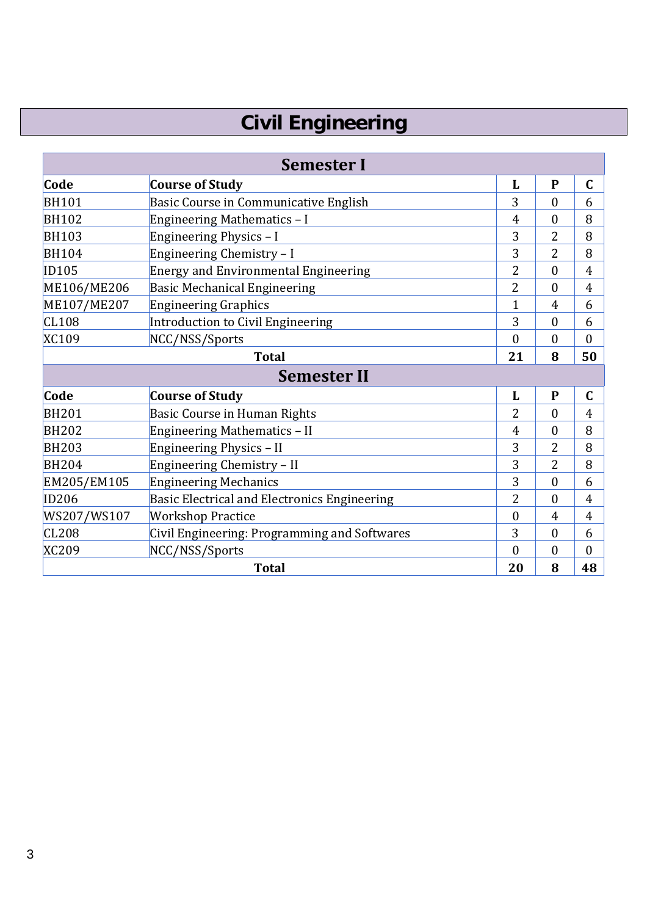# Civil Engineering

## Semester I

| Code | Course of Study | L | P | C |
|---|---|---|---|---|
| BH101 | Basic Course in Communicative English | 3 | 0 | 6 |
| BH102 | Engineering Mathematics – I | 4 | 0 | 8 |
| BH103 | Engineering Physics – I | 3 | 2 | 8 |
| BH104 | Engineering Chemistry – I | 3 | 2 | 8 |
| ID105 | Energy and Environmental Engineering | 2 | 0 | 4 |
| ME106/ME206 | Basic Mechanical Engineering | 2 | 0 | 4 |
| ME107/ME207 | Engineering Graphics | 1 | 4 | 6 |
| CL108 | Introduction to Civil Engineering | 3 | 0 | 6 |
| XC109 | NCC/NSS/Sports | 0 | 0 | 0 |
| | **Total** | **21** | **8** | **50** |

## Semester II

| Code | Course of Study | L | P | C |
|---|---|---|---|---|
| BH201 | Basic Course in Human Rights | 2 | 0 | 4 |
| BH202 | Engineering Mathematics – II | 4 | 0 | 8 |
| BH203 | Engineering Physics – II | 3 | 2 | 8 |
| BH204 | Engineering Chemistry – II | 3 | 2 | 8 |
| EM205/EM105 | Engineering Mechanics | 3 | 0 | 6 |
| ID206 | Basic Electrical and Electronics Engineering | 2 | 0 | 4 |
| WS207/WS107 | Workshop Practice | 0 | 4 | 4 |
| CL208 | Civil Engineering: Programming and Softwares | 3 | 0 | 6 |
| XC209 | NCC/NSS/Sports | 0 | 0 | 0 |
| | **Total** | **20** | **8** | **48** |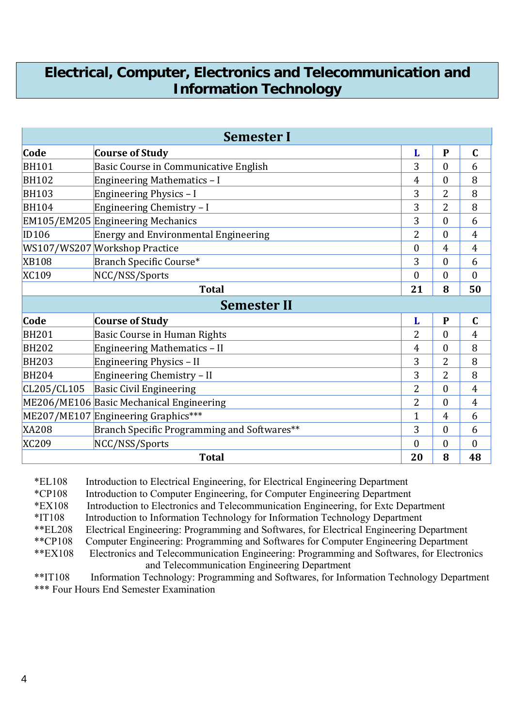# Electrical, Computer, Electronics and Telecommunication and Information Technology

## Semester I

| Code | Course of Study | L | P | C |
|---|---|---|---|---|
| BH101 | Basic Course in Communicative English | 3 | 0 | 6 |
| BH102 | Engineering Mathematics – I | 4 | 0 | 8 |
| BH103 | Engineering Physics – I | 3 | 2 | 8 |
| BH104 | Engineering Chemistry – I | 3 | 2 | 8 |
| EM105/EM205 | Engineering Mechanics | 3 | 0 | 6 |
| ID106 | Energy and Environmental Engineering | 2 | 0 | 4 |
| WS107/WS207 | Workshop Practice | 0 | 4 | 4 |
| XB108 | Branch Specific Course* | 3 | 0 | 6 |
| XC109 | NCC/NSS/Sports | 0 | 0 | 0 |
| | **Total** | **21** | **8** | **50** |

## Semester II

| Code | Course of Study | L | P | C |
|---|---|---|---|---|
| BH201 | Basic Course in Human Rights | 2 | 0 | 4 |
| BH202 | Engineering Mathematics – II | 4 | 0 | 8 |
| BH203 | Engineering Physics – II | 3 | 2 | 8 |
| BH204 | Engineering Chemistry – II | 3 | 2 | 8 |
| CL205/CL105 | Basic Civil Engineering | 2 | 0 | 4 |
| ME206/ME106 | Basic Mechanical Engineering | 2 | 0 | 4 |
| ME207/ME107 | Engineering Graphics*** | 1 | 4 | 6 |
| XA208 | Branch Specific Programming and Softwares** | 3 | 0 | 6 |
| XC209 | NCC/NSS/Sports | 0 | 0 | 0 |
| | **Total** | **20** | **8** | **48** |

*EL108 Introduction to Electrical Engineering, for Electrical Engineering Department
*CP108 Introduction to Computer Engineering, for Computer Engineering Department
*EX108 Introduction to Electronics and Telecommunication Engineering, for Extc Department
*IT108 Introduction to Information Technology for Information Technology Department
**EL208 Electrical Engineering: Programming and Softwares, for Electrical Engineering Department
**CP108 Computer Engineering: Programming and Softwares for Computer Engineering Department
**EX108 Electronics and Telecommunication Engineering: Programming and Softwares, for Electronics and Telecommunication Engineering Department
**IT108 Information Technology: Programming and Softwares, for Information Technology Department
*** Four Hours End Semester Examination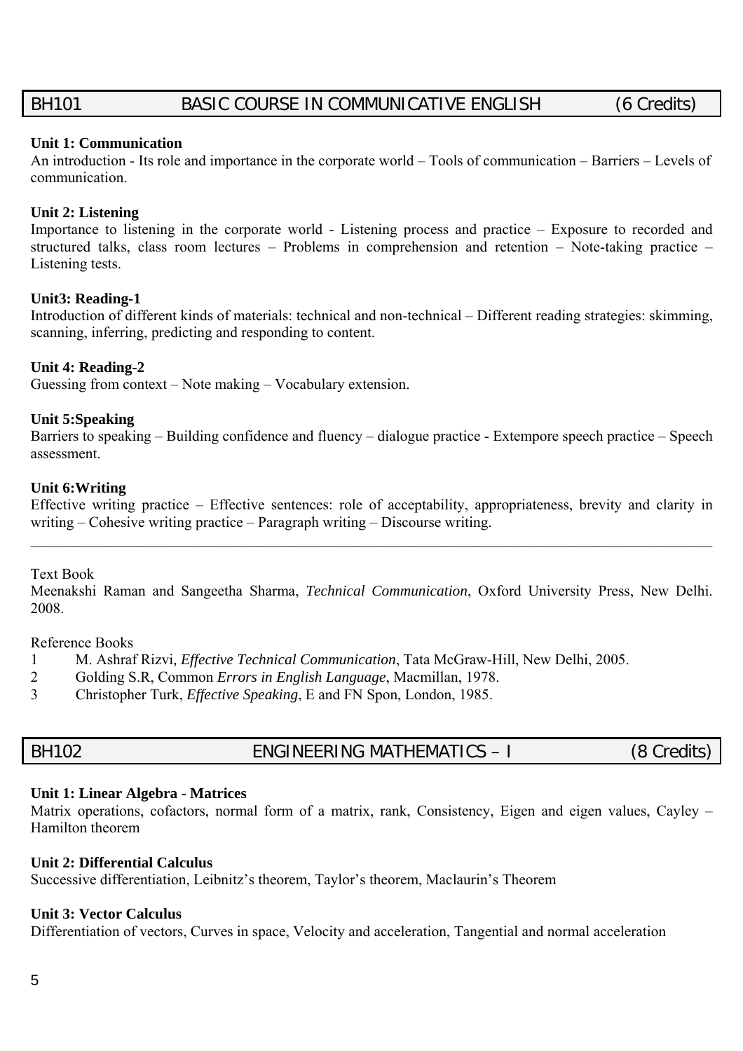## BH101 BASIC COURSE IN COMMUNICATIVE ENGLISH (6 Credits)

**Unit 1: Communication**
An introduction - Its role and importance in the corporate world – Tools of communication – Barriers – Levels of communication.

**Unit 2: Listening**
Importance to listening in the corporate world - Listening process and practice – Exposure to recorded and structured talks, class room lectures – Problems in comprehension and retention – Note-taking practice – Listening tests.

**Unit3: Reading-1**
Introduction of different kinds of materials: technical and non-technical – Different reading strategies: skimming, scanning, inferring, predicting and responding to content.

**Unit 4: Reading-2**
Guessing from context – Note making – Vocabulary extension.

**Unit 5:Speaking**
Barriers to speaking – Building confidence and fluency – dialogue practice - Extempore speech practice – Speech assessment.

**Unit 6:Writing**
Effective writing practice – Effective sentences: role of acceptability, appropriateness, brevity and clarity in writing – Cohesive writing practice – Paragraph writing – Discourse writing.

---

Text Book
Meenakshi Raman and Sangeetha Sharma, *Technical Communication*, Oxford University Press, New Delhi. 2008.

Reference Books
1 M. Ashraf Rizvi*, Effective Technical Communication*, Tata McGraw-Hill, New Delhi, 2005.
2 Golding S.R, Common *Errors in English Language*, Macmillan, 1978.
3 Christopher Turk, *Effective Speaking*, E and FN Spon, London, 1985.

## BH102 ENGINEERING MATHEMATICS – I (8 Credits)

**Unit 1: Linear Algebra - Matrices**
Matrix operations, cofactors, normal form of a matrix, rank, Consistency, Eigen and eigen values, Cayley – Hamilton theorem

**Unit 2: Differential Calculus**
Successive differentiation, Leibnitz's theorem, Taylor's theorem, Maclaurin's Theorem

**Unit 3: Vector Calculus**
Differentiation of vectors, Curves in space, Velocity and acceleration, Tangential and normal acceleration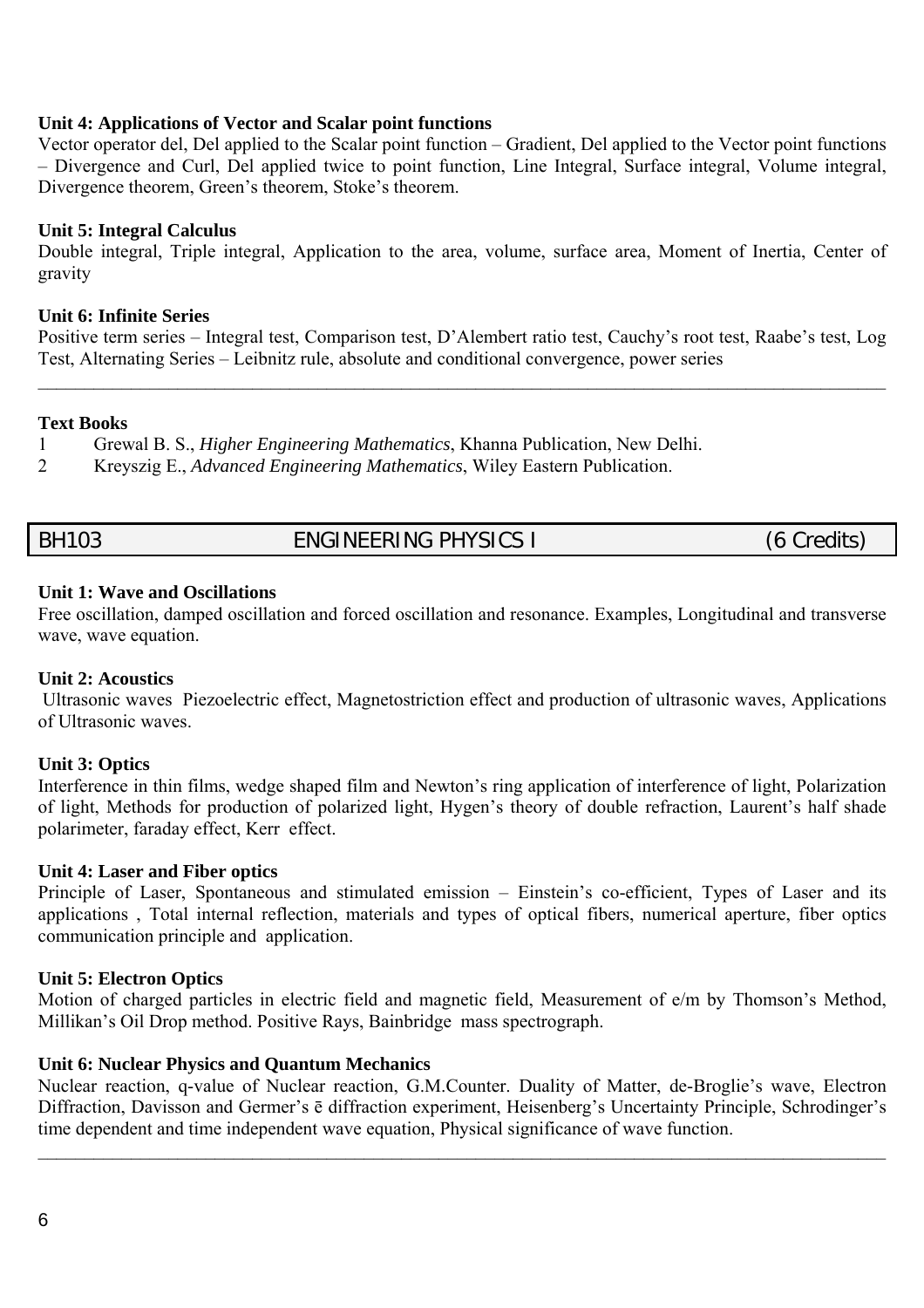**Unit 4: Applications of Vector and Scalar point functions**

Vector operator del, Del applied to the Scalar point function – Gradient, Del applied to the Vector point functions – Divergence and Curl, Del applied twice to point function, Line Integral, Surface integral, Volume integral, Divergence theorem, Green's theorem, Stoke's theorem.

**Unit 5: Integral Calculus**

Double integral, Triple integral, Application to the area, volume, surface area, Moment of Inertia, Center of gravity

**Unit 6: Infinite Series**

Positive term series – Integral test, Comparison test, D'Alembert ratio test, Cauchy's root test, Raabe's test, Log Test, Alternating Series – Leibnitz rule, absolute and conditional convergence, power series

---

**Text Books**

1. Grewal B. S., *Higher Engineering Mathematics*, Khanna Publication, New Delhi.
2. Kreyszig E., *Advanced Engineering Mathematics*, Wiley Eastern Publication.

## BH103 ENGINEERING PHYSICS I (6 Credits)

**Unit 1: Wave and Oscillations**

Free oscillation, damped oscillation and forced oscillation and resonance. Examples, Longitudinal and transverse wave, wave equation.

**Unit 2: Acoustics**

Ultrasonic waves Piezoelectric effect, Magnetostriction effect and production of ultrasonic waves, Applications of Ultrasonic waves.

**Unit 3: Optics**

Interference in thin films, wedge shaped film and Newton's ring application of interference of light, Polarization of light, Methods for production of polarized light, Hygen's theory of double refraction, Laurent's half shade polarimeter, faraday effect, Kerr effect.

**Unit 4: Laser and Fiber optics**

Principle of Laser, Spontaneous and stimulated emission – Einstein's co-efficient, Types of Laser and its applications , Total internal reflection, materials and types of optical fibers, numerical aperture, fiber optics communication principle and application.

**Unit 5: Electron Optics**

Motion of charged particles in electric field and magnetic field, Measurement of e/m by Thomson's Method, Millikan's Oil Drop method. Positive Rays, Bainbridge mass spectrograph.

**Unit 6: Nuclear Physics and Quantum Mechanics**

Nuclear reaction, q-value of Nuclear reaction, G.M.Counter. Duality of Matter, de-Broglie's wave, Electron Diffraction, Davisson and Germer's ē diffraction experiment, Heisenberg's Uncertainty Principle, Schrodinger's time dependent and time independent wave equation, Physical significance of wave function.

---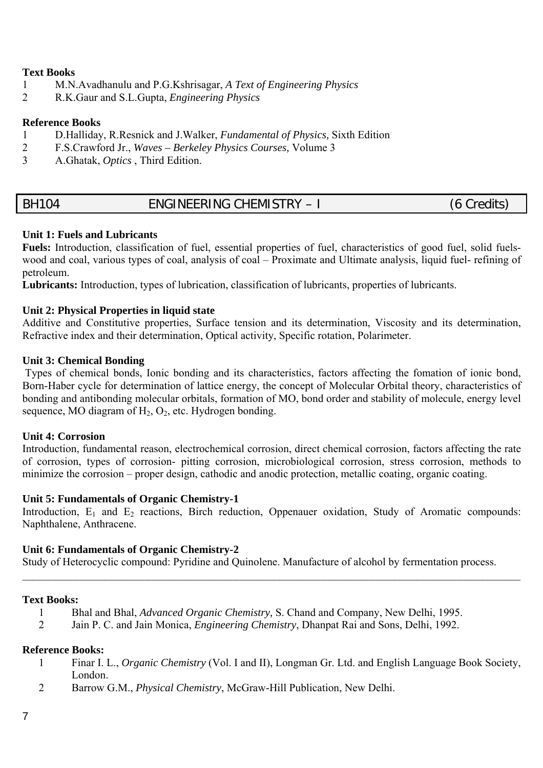**Text Books**

1. M.N.Avadhanulu and P.G.Kshrisagar, *A Text of Engineering Physics*
2. R.K.Gaur and S.L.Gupta, *Engineering Physics*

**Reference Books**

1. D.Halliday, R.Resnick and J.Walker, *Fundamental of Physics,* Sixth Edition
2. F.S.Crawford Jr., *Waves – Berkeley Physics Courses,* Volume 3
3. A.Ghatak, *Optics* , Third Edition.

## BH104 ENGINEERING CHEMISTRY – I (6 Credits)

**Unit 1: Fuels and Lubricants**

**Fuels:** Introduction, classification of fuel, essential properties of fuel, characteristics of good fuel, solid fuels- wood and coal, various types of coal, analysis of coal – Proximate and Ultimate analysis, liquid fuel- refining of petroleum.

**Lubricants:** Introduction, types of lubrication, classification of lubricants, properties of lubricants.

**Unit 2: Physical Properties in liquid state**

Additive and Constitutive properties, Surface tension and its determination, Viscosity and its determination, Refractive index and their determination, Optical activity, Specific rotation, Polarimeter.

**Unit 3: Chemical Bonding**

Types of chemical bonds, Ionic bonding and its characteristics, factors affecting the fomation of ionic bond, Born-Haber cycle for determination of lattice energy, the concept of Molecular Orbital theory, characteristics of bonding and antibonding molecular orbitals, formation of MO, bond order and stability of molecule, energy level sequence, MO diagram of $H_2$, $O_2$, etc. Hydrogen bonding.

**Unit 4: Corrosion**

Introduction, fundamental reason, electrochemical corrosion, direct chemical corrosion, factors affecting the rate of corrosion, types of corrosion- pitting corrosion, microbiological corrosion, stress corrosion, methods to minimize the corrosion – proper design, cathodic and anodic protection, metallic coating, organic coating.

**Unit 5: Fundamentals of Organic Chemistry-1**

Introduction, $E_1$ and $E_2$ reactions, Birch reduction, Oppenauer oxidation, Study of Aromatic compounds: Naphthalene, Anthracene.

**Unit 6: Fundamentals of Organic Chemistry-2**

Study of Heterocyclic compound: Pyridine and Quinolene. Manufacture of alcohol by fermentation process.

---

**Text Books:**

1. Bhal and Bhal, *Advanced Organic Chemistry,* S. Chand and Company, New Delhi, 1995.
2. Jain P. C. and Jain Monica, *Engineering Chemistry*, Dhanpat Rai and Sons, Delhi, 1992.

**Reference Books:**

1. Finar I. L., *Organic Chemistry* (Vol. I and II), Longman Gr. Ltd. and English Language Book Society, London.
2. Barrow G.M., *Physical Chemistry*, McGraw-Hill Publication, New Delhi.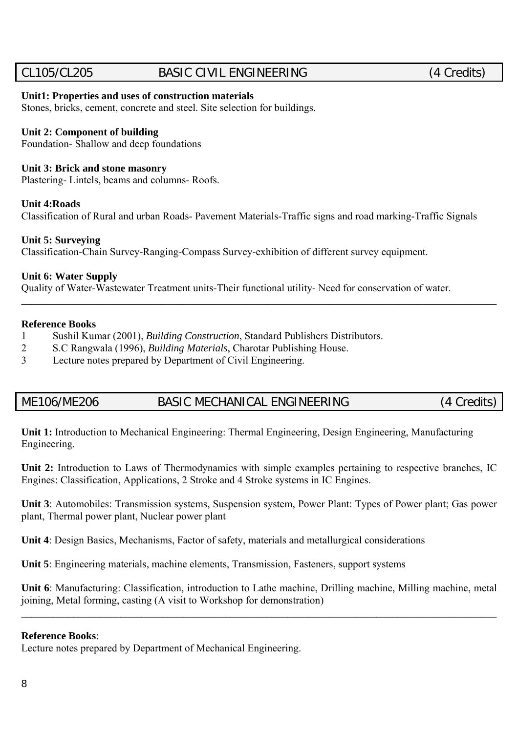## CL105/CL205 BASIC CIVIL ENGINEERING (4 Credits)

**Unit1: Properties and uses of construction materials**
Stones, bricks, cement, concrete and steel. Site selection for buildings.

**Unit 2: Component of building**
Foundation- Shallow and deep foundations

**Unit 3: Brick and stone masonry**
Plastering- Lintels, beams and columns- Roofs.

**Unit 4:Roads**
Classification of Rural and urban Roads- Pavement Materials-Traffic signs and road marking-Traffic Signals

**Unit 5: Surveying**
Classification-Chain Survey-Ranging-Compass Survey-exhibition of different survey equipment.

**Unit 6: Water Supply**
Quality of Water-Wastewater Treatment units-Their functional utility- Need for conservation of water.

---

**Reference Books**

1. Sushil Kumar (2001), *Building Construction*, Standard Publishers Distributors.
2. S.C Rangwala (1996), *Building Materials*, Charotar Publishing House.
3. Lecture notes prepared by Department of Civil Engineering.

## ME106/ME206 BASIC MECHANICAL ENGINEERING (4 Credits)

**Unit 1:** Introduction to Mechanical Engineering: Thermal Engineering, Design Engineering, Manufacturing Engineering.

**Unit 2:** Introduction to Laws of Thermodynamics with simple examples pertaining to respective branches, IC Engines: Classification, Applications, 2 Stroke and 4 Stroke systems in IC Engines.

**Unit 3**: Automobiles: Transmission systems, Suspension system, Power Plant: Types of Power plant; Gas power plant, Thermal power plant, Nuclear power plant

**Unit 4**: Design Basics, Mechanisms, Factor of safety, materials and metallurgical considerations

**Unit 5**: Engineering materials, machine elements, Transmission, Fasteners, support systems

**Unit 6**: Manufacturing: Classification, introduction to Lathe machine, Drilling machine, Milling machine, metal joining, Metal forming, casting (A visit to Workshop for demonstration)

---

**Reference Books**:
Lecture notes prepared by Department of Mechanical Engineering.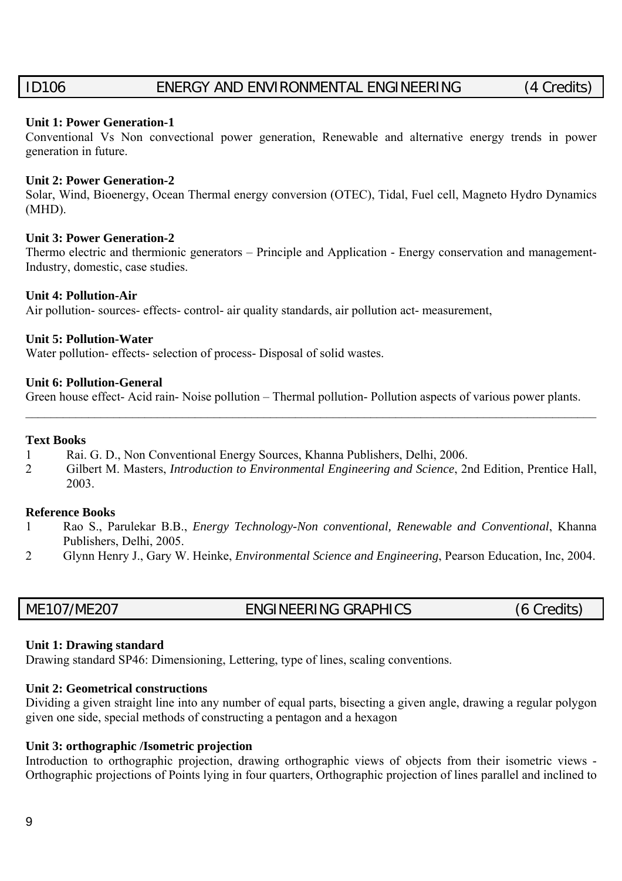## ID106 ENERGY AND ENVIRONMENTAL ENGINEERING (4 Credits)

**Unit 1: Power Generation-1**

Conventional Vs Non convectional power generation, Renewable and alternative energy trends in power generation in future.

**Unit 2: Power Generation-2**

Solar, Wind, Bioenergy, Ocean Thermal energy conversion (OTEC), Tidal, Fuel cell, Magneto Hydro Dynamics (MHD).

**Unit 3: Power Generation-2**

Thermo electric and thermionic generators – Principle and Application - Energy conservation and management-Industry, domestic, case studies.

**Unit 4: Pollution-Air**

Air pollution- sources- effects- control- air quality standards, air pollution act- measurement,

**Unit 5: Pollution-Water**

Water pollution- effects- selection of process- Disposal of solid wastes.

**Unit 6: Pollution-General**

Green house effect- Acid rain- Noise pollution – Thermal pollution- Pollution aspects of various power plants.

---

**Text Books**

1. Rai. G. D., Non Conventional Energy Sources, Khanna Publishers, Delhi, 2006.
2. Gilbert M. Masters, *Introduction to Environmental Engineering and Science*, 2nd Edition, Prentice Hall, 2003.

**Reference Books**

1. Rao S., Parulekar B.B., *Energy Technology-Non conventional, Renewable and Conventional*, Khanna Publishers, Delhi, 2005.
2. Glynn Henry J., Gary W. Heinke, *Environmental Science and Engineering*, Pearson Education, Inc, 2004.

## ME107/ME207 ENGINEERING GRAPHICS (6 Credits)

**Unit 1: Drawing standard**

Drawing standard SP46: Dimensioning, Lettering, type of lines, scaling conventions.

**Unit 2: Geometrical constructions**

Dividing a given straight line into any number of equal parts, bisecting a given angle, drawing a regular polygon given one side, special methods of constructing a pentagon and a hexagon

**Unit 3: orthographic /Isometric projection**

Introduction to orthographic projection, drawing orthographic views of objects from their isometric views - Orthographic projections of Points lying in four quarters, Orthographic projection of lines parallel and inclined to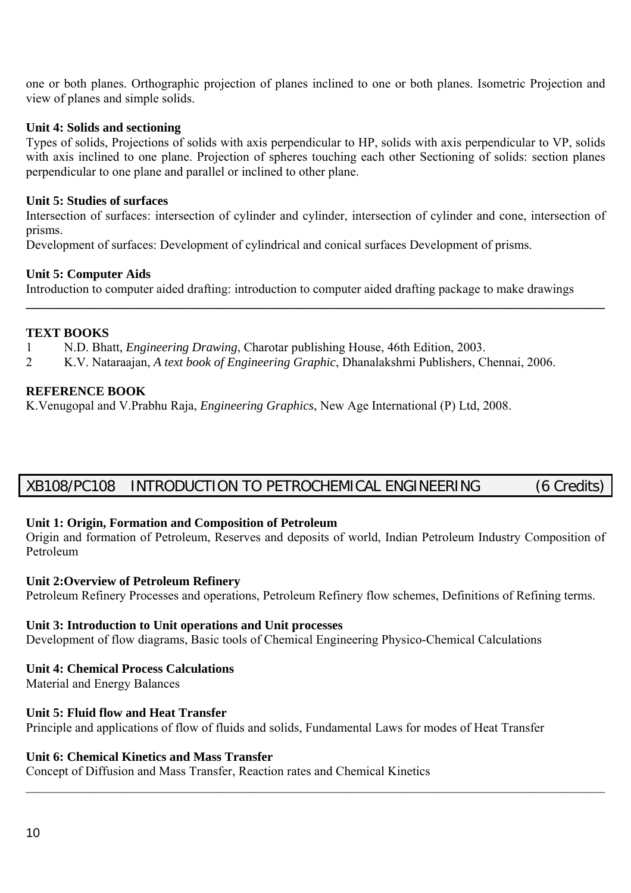one or both planes. Orthographic projection of planes inclined to one or both planes. Isometric Projection and view of planes and simple solids.

**Unit 4: Solids and sectioning**

Types of solids, Projections of solids with axis perpendicular to HP, solids with axis perpendicular to VP, solids with axis inclined to one plane. Projection of spheres touching each other Sectioning of solids: section planes perpendicular to one plane and parallel or inclined to other plane.

**Unit 5: Studies of surfaces**

Intersection of surfaces: intersection of cylinder and cylinder, intersection of cylinder and cone, intersection of prisms.

Development of surfaces: Development of cylindrical and conical surfaces Development of prisms.

**Unit 5: Computer Aids**

Introduction to computer aided drafting: introduction to computer aided drafting package to make drawings

---

**TEXT BOOKS**

1. N.D. Bhatt, *Engineering Drawing*, Charotar publishing House, 46th Edition, 2003.
2. K.V. Nataraajan, *A text book of Engineering Graphic*, Dhanalakshmi Publishers, Chennai, 2006.

**REFERENCE BOOK**

K.Venugopal and V.Prabhu Raja, *Engineering Graphics*, New Age International (P) Ltd, 2008.

## XB108/PC108 INTRODUCTION TO PETROCHEMICAL ENGINEERING (6 Credits)

**Unit 1: Origin, Formation and Composition of Petroleum**

Origin and formation of Petroleum, Reserves and deposits of world, Indian Petroleum Industry Composition of Petroleum

**Unit 2:Overview of Petroleum Refinery**

Petroleum Refinery Processes and operations, Petroleum Refinery flow schemes, Definitions of Refining terms.

**Unit 3: Introduction to Unit operations and Unit processes**

Development of flow diagrams, Basic tools of Chemical Engineering Physico-Chemical Calculations

**Unit 4: Chemical Process Calculations**

Material and Energy Balances

**Unit 5: Fluid flow and Heat Transfer**

Principle and applications of flow of fluids and solids, Fundamental Laws for modes of Heat Transfer

**Unit 6: Chemical Kinetics and Mass Transfer**

Concept of Diffusion and Mass Transfer, Reaction rates and Chemical Kinetics

---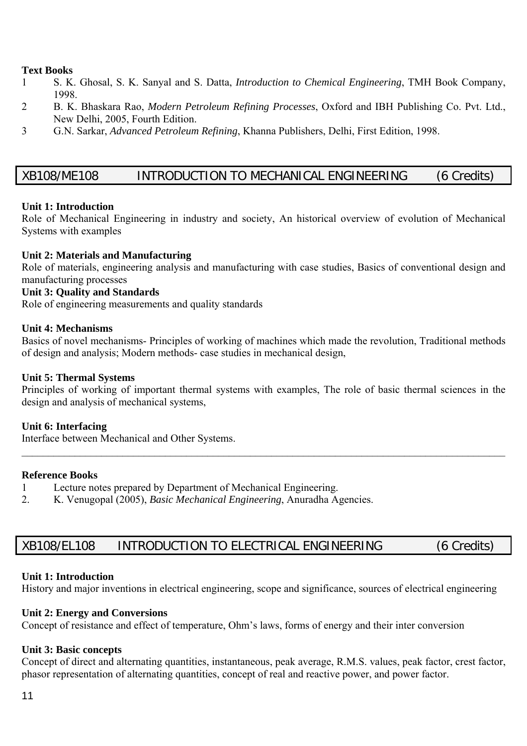**Text Books**

1. S. K. Ghosal, S. K. Sanyal and S. Datta, *Introduction to Chemical Engineering*, TMH Book Company, 1998.
2. B. K. Bhaskara Rao, *Modern Petroleum Refining Processes*, Oxford and IBH Publishing Co. Pvt. Ltd., New Delhi, 2005, Fourth Edition.
3. G.N. Sarkar, *Advanced Petroleum Refining*, Khanna Publishers, Delhi, First Edition, 1998.

## XB108/ME108 INTRODUCTION TO MECHANICAL ENGINEERING (6 Credits)

**Unit 1: Introduction**
Role of Mechanical Engineering in industry and society, An historical overview of evolution of Mechanical Systems with examples

**Unit 2: Materials and Manufacturing**
Role of materials, engineering analysis and manufacturing with case studies, Basics of conventional design and manufacturing processes

**Unit 3: Quality and Standards**
Role of engineering measurements and quality standards

**Unit 4: Mechanisms**
Basics of novel mechanisms- Principles of working of machines which made the revolution, Traditional methods of design and analysis; Modern methods- case studies in mechanical design,

**Unit 5: Thermal Systems**
Principles of working of important thermal systems with examples, The role of basic thermal sciences in the design and analysis of mechanical systems,

**Unit 6: Interfacing**
Interface between Mechanical and Other Systems.

---

**Reference Books**

1. Lecture notes prepared by Department of Mechanical Engineering.
2. K. Venugopal (2005), *Basic Mechanical Engineering*, Anuradha Agencies.

## XB108/EL108 INTRODUCTION TO ELECTRICAL ENGINEERING (6 Credits)

**Unit 1: Introduction**
History and major inventions in electrical engineering, scope and significance, sources of electrical engineering

**Unit 2: Energy and Conversions**
Concept of resistance and effect of temperature, Ohm's laws, forms of energy and their inter conversion

**Unit 3: Basic concepts**
Concept of direct and alternating quantities, instantaneous, peak average, R.M.S. values, peak factor, crest factor, phasor representation of alternating quantities, concept of real and reactive power, and power factor.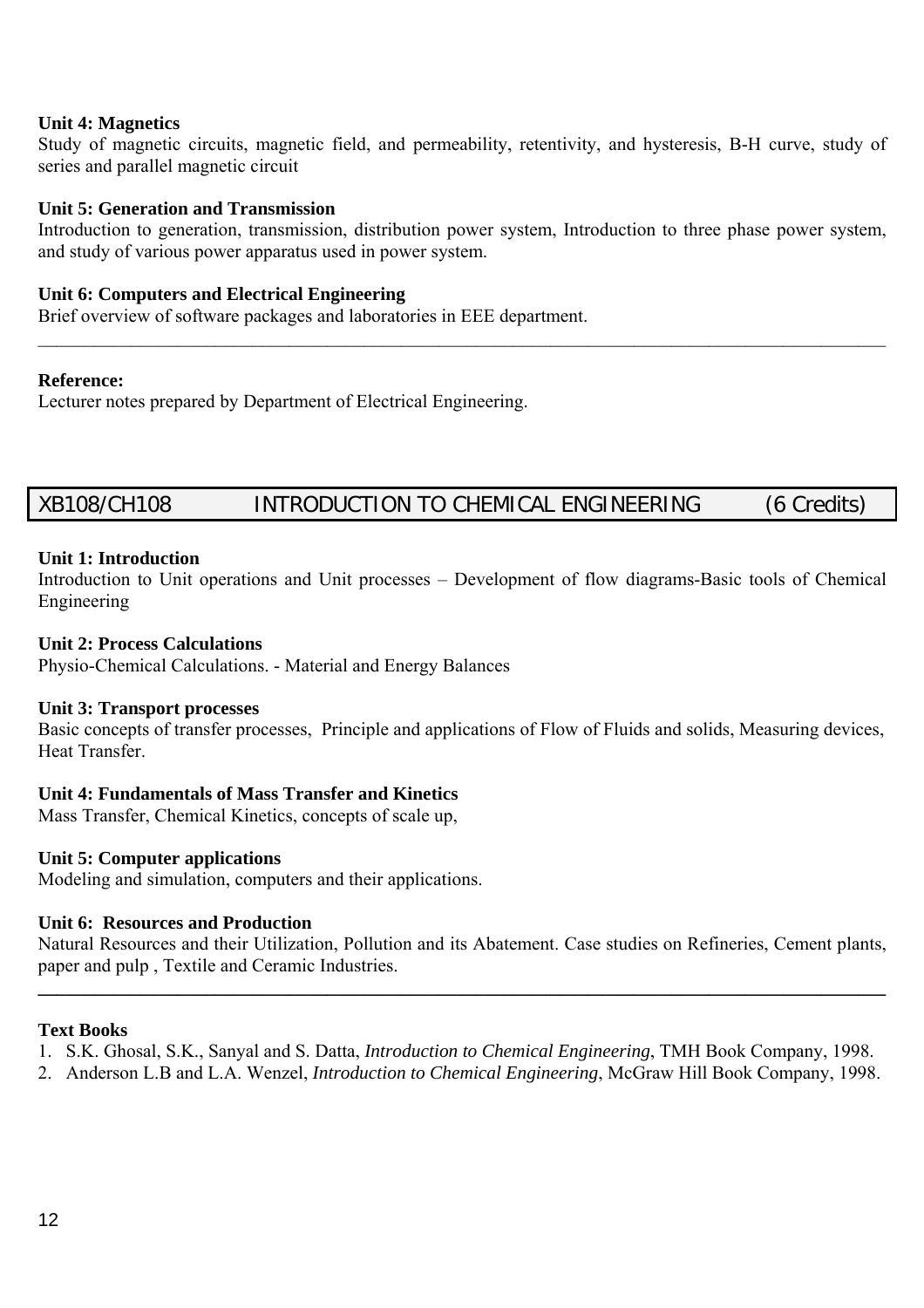**Unit 4: Magnetics**

Study of magnetic circuits, magnetic field, and permeability, retentivity, and hysteresis, B-H curve, study of series and parallel magnetic circuit

**Unit 5: Generation and Transmission**

Introduction to generation, transmission, distribution power system, Introduction to three phase power system, and study of various power apparatus used in power system.

**Unit 6: Computers and Electrical Engineering**

Brief overview of software packages and laboratories in EEE department.

---

**Reference:**

Lecturer notes prepared by Department of Electrical Engineering.

## XB108/CH108 INTRODUCTION TO CHEMICAL ENGINEERING (6 Credits)

**Unit 1: Introduction**

Introduction to Unit operations and Unit processes – Development of flow diagrams-Basic tools of Chemical Engineering

**Unit 2: Process Calculations**

Physio-Chemical Calculations. - Material and Energy Balances

**Unit 3: Transport processes**

Basic concepts of transfer processes, Principle and applications of Flow of Fluids and solids, Measuring devices, Heat Transfer.

**Unit 4: Fundamentals of Mass Transfer and Kinetics**

Mass Transfer, Chemical Kinetics, concepts of scale up,

**Unit 5: Computer applications**

Modeling and simulation, computers and their applications.

**Unit 6: Resources and Production**

Natural Resources and their Utilization, Pollution and its Abatement. Case studies on Refineries, Cement plants, paper and pulp , Textile and Ceramic Industries.

---

**Text Books**

1. S.K. Ghosal, S.K., Sanyal and S. Datta, *Introduction to Chemical Engineering*, TMH Book Company, 1998.
2. Anderson L.B and L.A. Wenzel, *Introduction to Chemical Engineering*, McGraw Hill Book Company, 1998.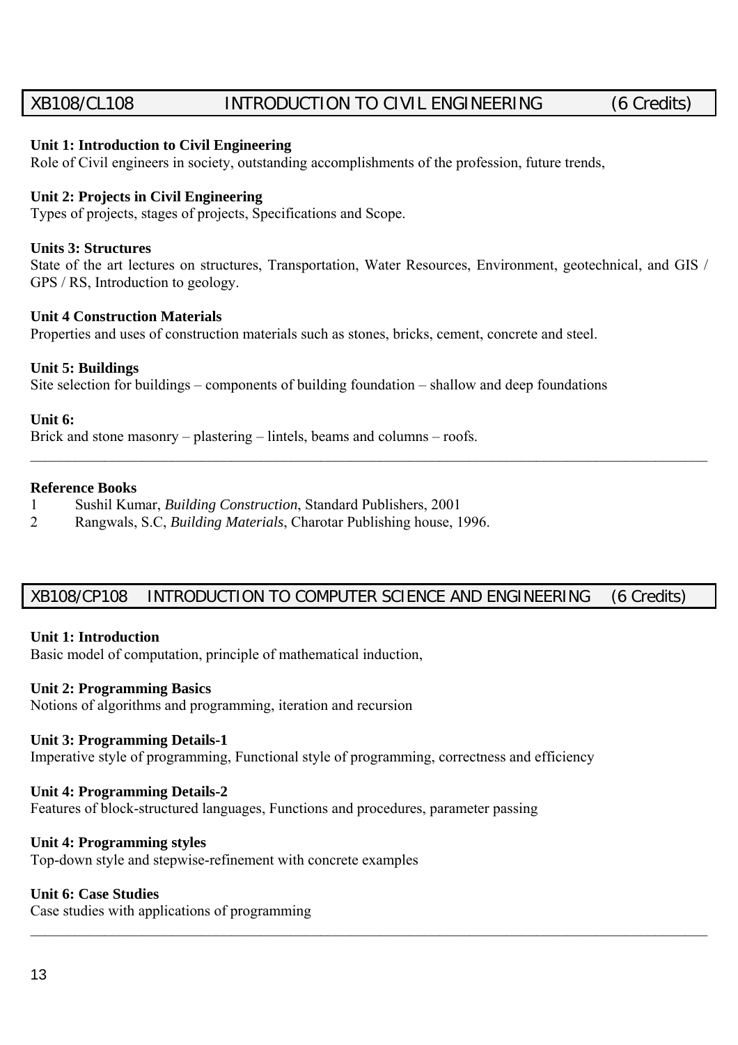## XB108/CL108 INTRODUCTION TO CIVIL ENGINEERING (6 Credits)

**Unit 1: Introduction to Civil Engineering**
Role of Civil engineers in society, outstanding accomplishments of the profession, future trends,

**Unit 2: Projects in Civil Engineering**
Types of projects, stages of projects, Specifications and Scope.

**Units 3: Structures**
State of the art lectures on structures, Transportation, Water Resources, Environment, geotechnical, and GIS / GPS / RS, Introduction to geology.

**Unit 4 Construction Materials**
Properties and uses of construction materials such as stones, bricks, cement, concrete and steel.

**Unit 5: Buildings**
Site selection for buildings – components of building foundation – shallow and deep foundations

**Unit 6:**
Brick and stone masonry – plastering – lintels, beams and columns – roofs.

---

**Reference Books**

1. Sushil Kumar, *Building Construction*, Standard Publishers, 2001
2. Rangwals, S.C, *Building Materials*, Charotar Publishing house, 1996.

## XB108/CP108 INTRODUCTION TO COMPUTER SCIENCE AND ENGINEERING (6 Credits)

**Unit 1: Introduction**
Basic model of computation, principle of mathematical induction,

**Unit 2: Programming Basics**
Notions of algorithms and programming, iteration and recursion

**Unit 3: Programming Details-1**
Imperative style of programming, Functional style of programming, correctness and efficiency

**Unit 4: Programming Details-2**
Features of block-structured languages, Functions and procedures, parameter passing

**Unit 4: Programming styles**
Top-down style and stepwise-refinement with concrete examples

**Unit 6: Case Studies**
Case studies with applications of programming

---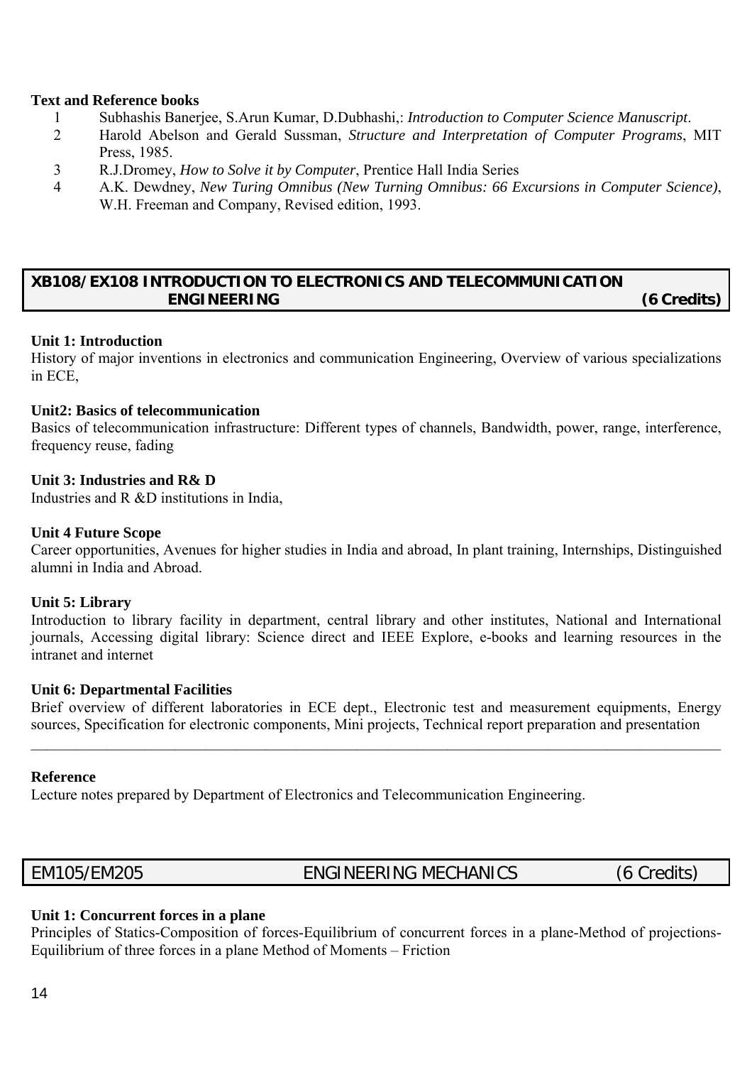**Text and Reference books**

1. Subhashis Banerjee, S.Arun Kumar, D.Dubhashi,: *Introduction to Computer Science Manuscript*.
2. Harold Abelson and Gerald Sussman, *Structure and Interpretation of Computer Programs*, MIT Press, 1985.
3. R.J.Dromey, *How to Solve it by Computer*, Prentice Hall India Series
4. A.K. Dewdney, *New Turing Omnibus (New Turning Omnibus: 66 Excursions in Computer Science)*, W.H. Freeman and Company, Revised edition, 1993.

## XB108/EX108 INTRODUCTION TO ELECTRONICS AND TELECOMMUNICATION ENGINEERING (6 Credits)

**Unit 1: Introduction**

History of major inventions in electronics and communication Engineering, Overview of various specializations in ECE,

**Unit2: Basics of telecommunication**

Basics of telecommunication infrastructure: Different types of channels, Bandwidth, power, range, interference, frequency reuse, fading

**Unit 3: Industries and R& D**

Industries and R &D institutions in India,

**Unit 4 Future Scope**

Career opportunities, Avenues for higher studies in India and abroad, In plant training, Internships, Distinguished alumni in India and Abroad.

**Unit 5: Library**

Introduction to library facility in department, central library and other institutes, National and International journals, Accessing digital library: Science direct and IEEE Explore, e-books and learning resources in the intranet and internet

**Unit 6: Departmental Facilities**

Brief overview of different laboratories in ECE dept., Electronic test and measurement equipments, Energy sources, Specification for electronic components, Mini projects, Technical report preparation and presentation

---

**Reference**

Lecture notes prepared by Department of Electronics and Telecommunication Engineering.

## EM105/EM205 ENGINEERING MECHANICS (6 Credits)

**Unit 1: Concurrent forces in a plane**

Principles of Statics-Composition of forces-Equilibrium of concurrent forces in a plane-Method of projections-Equilibrium of three forces in a plane Method of Moments – Friction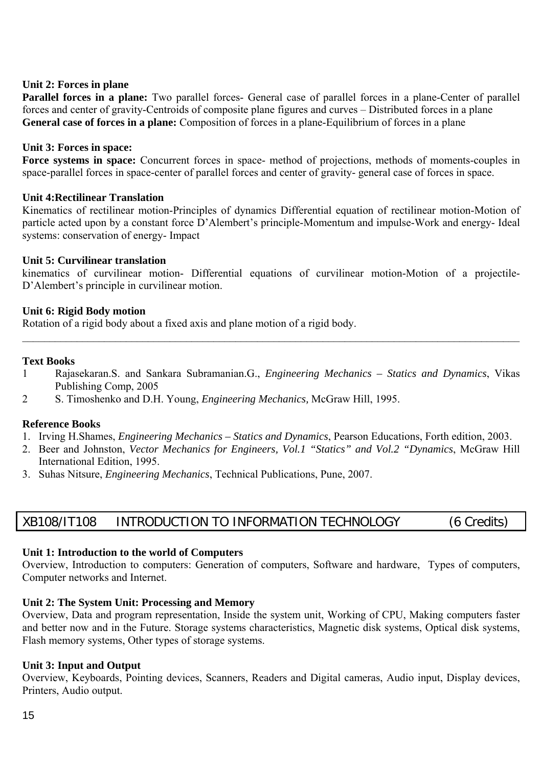**Unit 2: Forces in plane**

**Parallel forces in a plane:** Two parallel forces- General case of parallel forces in a plane-Center of parallel forces and center of gravity-Centroids of composite plane figures and curves – Distributed forces in a plane

**General case of forces in a plane:** Composition of forces in a plane-Equilibrium of forces in a plane

**Unit 3: Forces in space:**

**Force systems in space:** Concurrent forces in space- method of projections, methods of moments-couples in space-parallel forces in space-center of parallel forces and center of gravity- general case of forces in space.

**Unit 4:Rectilinear Translation**

Kinematics of rectilinear motion-Principles of dynamics Differential equation of rectilinear motion-Motion of particle acted upon by a constant force D'Alembert's principle-Momentum and impulse-Work and energy- Ideal systems: conservation of energy- Impact

**Unit 5: Curvilinear translation**

kinematics of curvilinear motion- Differential equations of curvilinear motion-Motion of a projectile- D'Alembert's principle in curvilinear motion.

**Unit 6: Rigid Body motion**

Rotation of a rigid body about a fixed axis and plane motion of a rigid body.

---

**Text Books**

1. Rajasekaran.S. and Sankara Subramanian.G., *Engineering Mechanics – Statics and Dynamics*, Vikas Publishing Comp, 2005
2. S. Timoshenko and D.H. Young, *Engineering Mechanics,* McGraw Hill, 1995.

**Reference Books**

1. Irving H.Shames, *Engineering Mechanics – Statics and Dynamics*, Pearson Educations, Forth edition, 2003.
2. Beer and Johnston, *Vector Mechanics for Engineers, Vol.1 "Statics" and Vol.2 "Dynamics*, McGraw Hill International Edition, 1995.
3. Suhas Nitsure, *Engineering Mechanics*, Technical Publications, Pune, 2007.

## XB108/IT108 INTRODUCTION TO INFORMATION TECHNOLOGY (6 Credits)

**Unit 1: Introduction to the world of Computers**

Overview, Introduction to computers: Generation of computers, Software and hardware, Types of computers, Computer networks and Internet.

**Unit 2: The System Unit: Processing and Memory**

Overview, Data and program representation, Inside the system unit, Working of CPU, Making computers faster and better now and in the Future. Storage systems characteristics, Magnetic disk systems, Optical disk systems, Flash memory systems, Other types of storage systems.

**Unit 3: Input and Output**

Overview, Keyboards, Pointing devices, Scanners, Readers and Digital cameras, Audio input, Display devices, Printers, Audio output.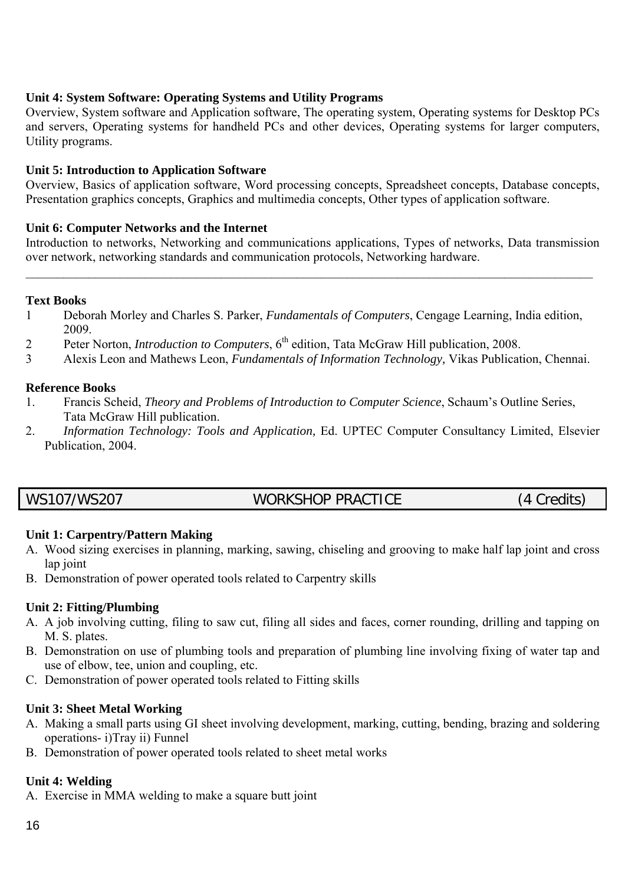**Unit 4: System Software: Operating Systems and Utility Programs**
Overview, System software and Application software, The operating system, Operating systems for Desktop PCs and servers, Operating systems for handheld PCs and other devices, Operating systems for larger computers, Utility programs.

**Unit 5: Introduction to Application Software**
Overview, Basics of application software, Word processing concepts, Spreadsheet concepts, Database concepts, Presentation graphics concepts, Graphics and multimedia concepts, Other types of application software.

**Unit 6: Computer Networks and the Internet**
Introduction to networks, Networking and communications applications, Types of networks, Data transmission over network, networking standards and communication protocols, Networking hardware.

---

**Text Books**

1. Deborah Morley and Charles S. Parker, *Fundamentals of Computers*, Cengage Learning, India edition, 2009.
2. Peter Norton, *Introduction to Computers*, 6th edition, Tata McGraw Hill publication, 2008.
3. Alexis Leon and Mathews Leon, *Fundamentals of Information Technology,* Vikas Publication, Chennai.

**Reference Books**

1. Francis Scheid, *Theory and Problems of Introduction to Computer Science*, Schaum's Outline Series, Tata McGraw Hill publication.
2. *Information Technology: Tools and Application,* Ed. UPTEC Computer Consultancy Limited, Elsevier Publication, 2004.

| WS107/WS207 | WORKSHOP PRACTICE | (4 Credits) |
|---|---|---|

**Unit 1: Carpentry/Pattern Making**

A. Wood sizing exercises in planning, marking, sawing, chiseling and grooving to make half lap joint and cross lap joint
B. Demonstration of power operated tools related to Carpentry skills

**Unit 2: Fitting/Plumbing**

A. A job involving cutting, filing to saw cut, filing all sides and faces, corner rounding, drilling and tapping on M. S. plates.
B. Demonstration on use of plumbing tools and preparation of plumbing line involving fixing of water tap and use of elbow, tee, union and coupling, etc.
C. Demonstration of power operated tools related to Fitting skills

**Unit 3: Sheet Metal Working**

A. Making a small parts using GI sheet involving development, marking, cutting, bending, brazing and soldering operations- i)Tray ii) Funnel
B. Demonstration of power operated tools related to sheet metal works

**Unit 4: Welding**

A. Exercise in MMA welding to make a square butt joint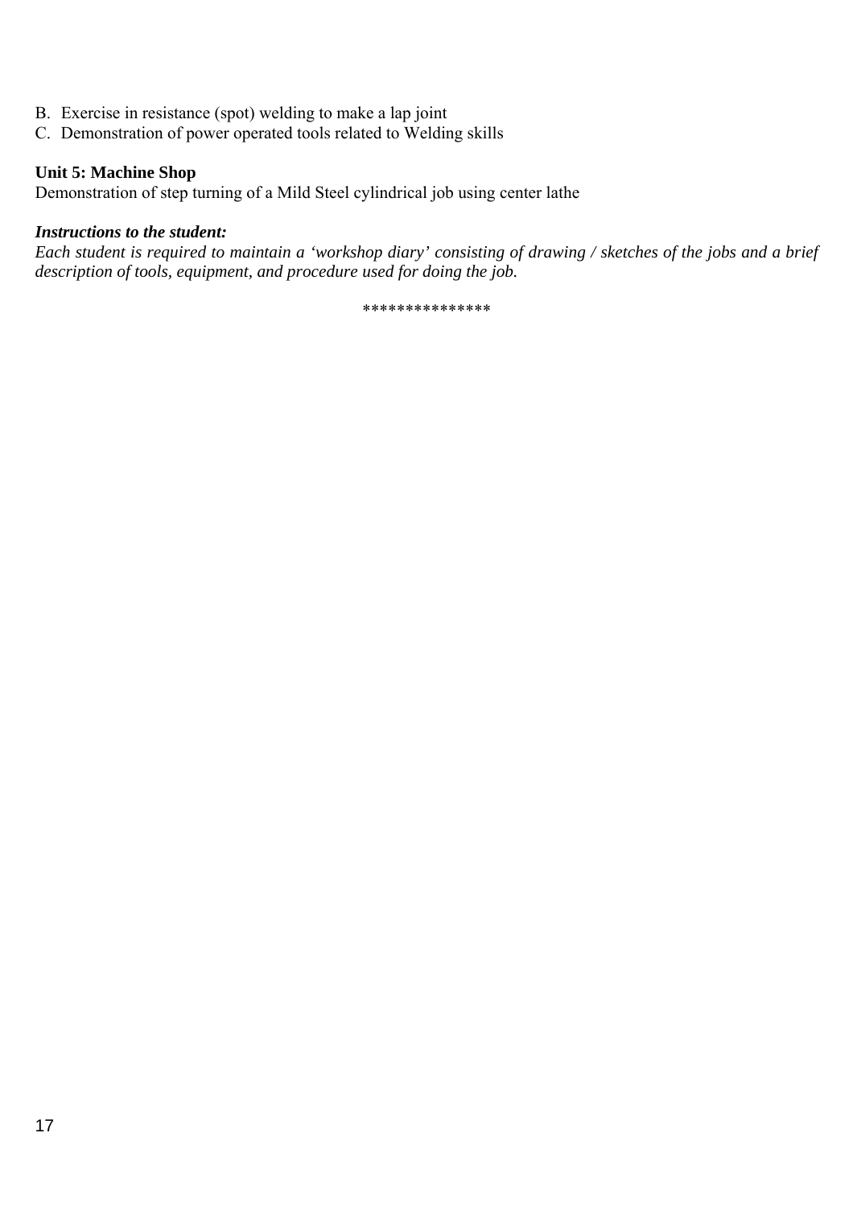B. Exercise in resistance (spot) welding to make a lap joint
C. Demonstration of power operated tools related to Welding skills

**Unit 5: Machine Shop**

Demonstration of step turning of a Mild Steel cylindrical job using center lathe

***Instructions to the student:***

*Each student is required to maintain a 'workshop diary' consisting of drawing / sketches of the jobs and a brief description of tools, equipment, and procedure used for doing the job.*

***************